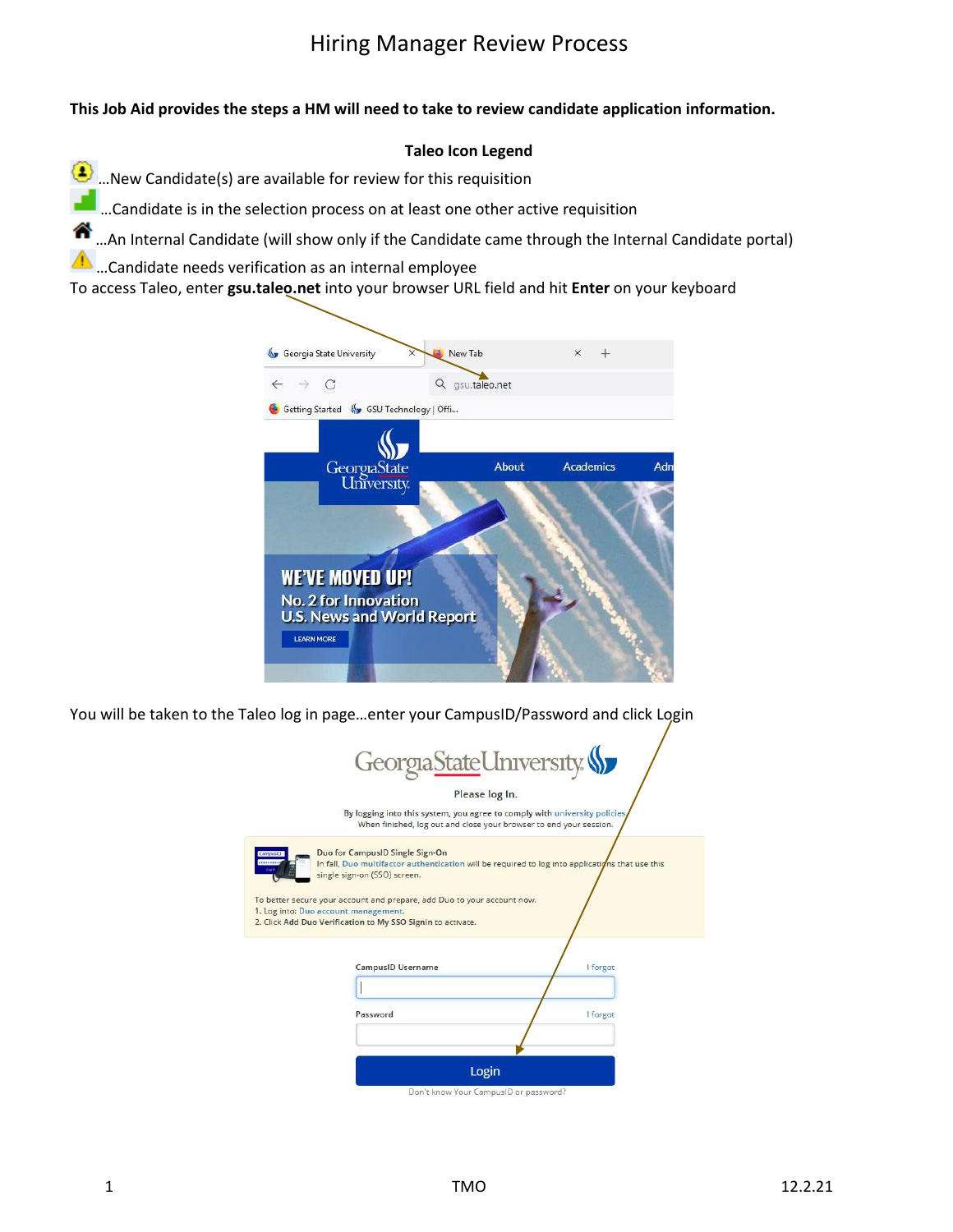# Hiring Manager Review Process

**This Job Aid provides the steps a HM will need to take to review candidate application information.**

**Taleo Icon Legend**

…New Candidate(s) are available for review for this requisition

…Candidate is in the selection process on at least one other active requisition

…An Internal Candidate (will show only if the Candidate came through the Internal Candidate portal)

…Candidate needs verification as an internal employee

To access Taleo, enter **gsu.taleo.net** into your browser URL field and hit **Enter** on your keyboard

You will be taken to the Taleo log in page…enter your CampusID/Password and click Login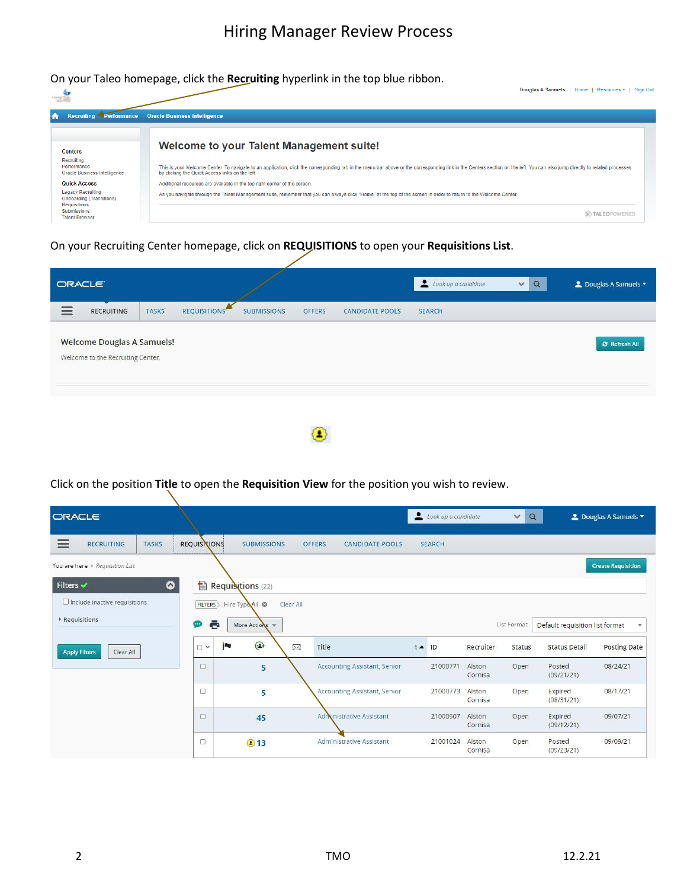# Hiring Manager Review Process

On your Taleo homepage, click the **Recruiting** hyperlink in the top blue ribbon.

Douglas A Samuels | Home | Resources | Sign Out

Recruiting Performance Oracle Business Intelligence

Centers
Recruiting
Performance
Oracle Business Intelligence

Quick Access
Legacy Recruiting
Onboarding (Transitions)
Requisitions
Submissions
Talent Browser

**Welcome to your Talent Management suite!**

This is your Welcome Center. To navigate to an application, click the corresponding tab in the menu bar above or the corresponding link in the Centers section on the left. You can also jump directly to related processes by clicking the Quick Access links on the left.

Additional resources are available in the top right corner of the screen.

As you navigate through the Talent Management suite, remember that you can always click "Home" at the top of the screen in order to return to the Welcome Center.

TALEO POWERED

On your Recruiting Center homepage, click on **REQUISITIONS** to open your **Requisitions List**.

ORACLE Look up a candidate Douglas A Samuels

RECRUITING TASKS REQUISITIONS SUBMISSIONS OFFERS CANDIDATE POOLS SEARCH

Welcome Douglas A Samuels!

Welcome to the Recruiting Center.

Refresh All

Click on the position **Title** to open the **Requisition View** for the position you wish to review.

ORACLE Look up a candidate Douglas A Samuels

RECRUITING TASKS REQUISITIONS SUBMISSIONS OFFERS CANDIDATE POOLS SEARCH

You are here > Requisition List

Create Requisition

Filters

Include inactive requisitions

Requisitions

Apply Filters Clear All

Requisitions (22)

FILTERS Hire Type All Clear All

More Actions List Format Default requisition list format

| | | | | Title | ID | Recruiter | Status | Status Detail | Posting Date |
|---|---|---|---|---|---|---|---|---|---|
| | | 5 | | Accounting Assistant, Senior | 21000771 | Alston Cornisa | Open | Posted (09/21/21) | 08/24/21 |
| | | 5 | | Accounting Assistant, Senior | 21000773 | Alston Cornisa | Open | Expired (08/31/21) | 08/17/21 |
| | | 45 | | Administrative Assistant | 21000907 | Alston Cornisa | Open | Expired (09/12/21) | 09/07/21 |
| | | 13 | | Administrative Assistant | 21001024 | Alston Cornisa | Open | Posted (09/23/21) | 09/09/21 |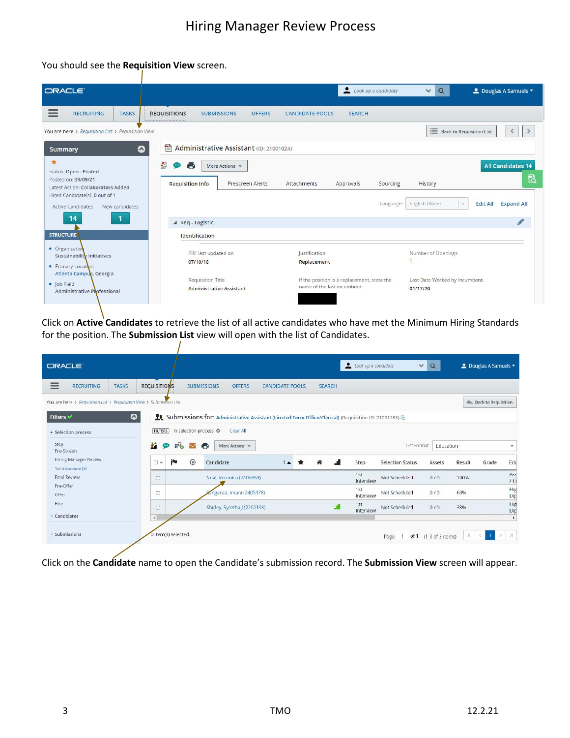# Hiring Manager Review Process

You should see the **Requisition View** screen.

Click on **Active Candidates** to retrieve the list of all active candidates who have met the Minimum Hiring Standards for the position. The **Submission List** view will open with the list of Candidates.

Click on the **Candidate** name to open the Candidate's submission record. The **Submission View** screen will appear.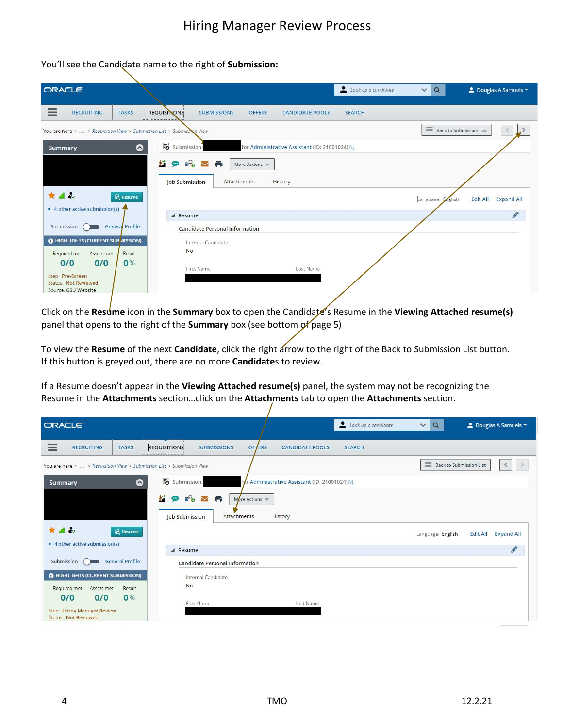# Hiring Manager Review Process

You'll see the Candidate name to the right of **Submission:**

Click on the **Resume** icon in the **Summary** box to open the Candidate's Resume in the **Viewing Attached resume(s)** panel that opens to the right of the **Summary** box (see bottom of page 5)

To view the **Resume** of the next **Candidate**, click the right arrow to the right of the Back to Submission List button. If this button is greyed out, there are no more **Candidate**s to review.

If a Resume doesn't appear in the **Viewing Attached resume(s)** panel, the system may not be recognizing the Resume in the **Attachments** section…click on the **Attachments** tab to open the **Attachments** section.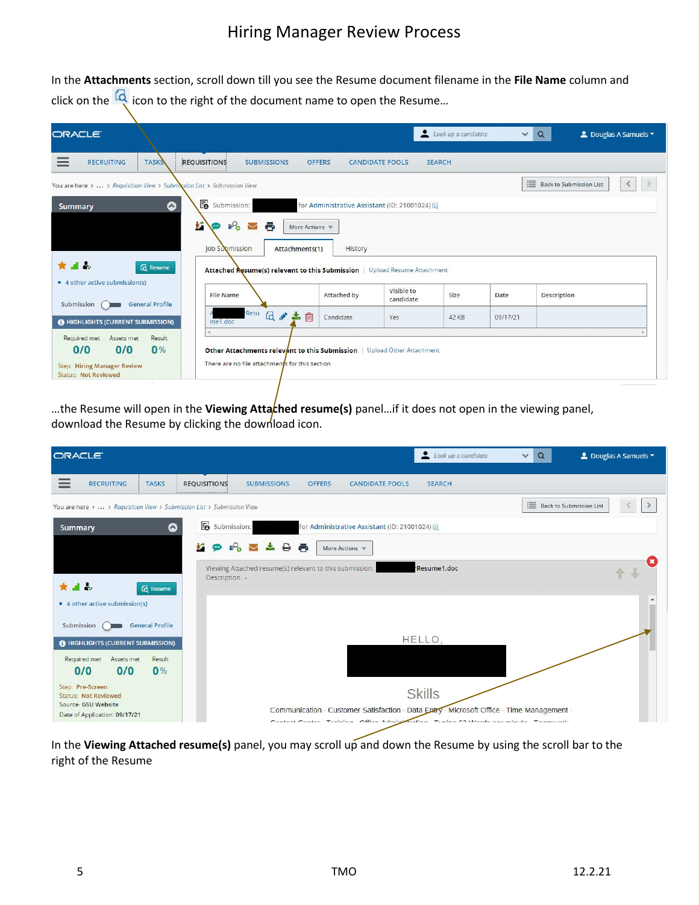# Hiring Manager Review Process

In the **Attachments** section, scroll down till you see the Resume document filename in the **File Name** column and click on the icon to the right of the document name to open the Resume…

…the Resume will open in the **Viewing Attached resume(s)** panel…if it does not open in the viewing panel, download the Resume by clicking the download icon.

In the **Viewing Attached resume(s)** panel, you may scroll up and down the Resume by using the scroll bar to the right of the Resume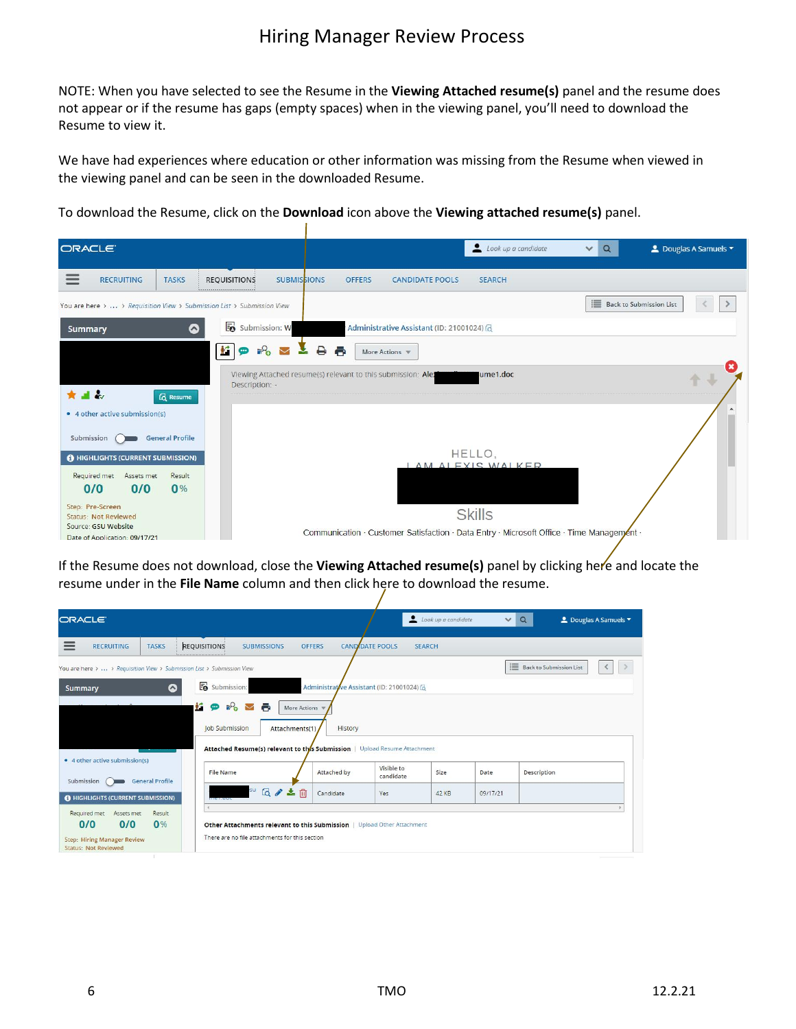# Hiring Manager Review Process

NOTE: When you have selected to see the Resume in the **Viewing Attached resume(s)** panel and the resume does not appear or if the resume has gaps (empty spaces) when in the viewing panel, you'll need to download the Resume to view it.

We have had experiences where education or other information was missing from the Resume when viewed in the viewing panel and can be seen in the downloaded Resume.

To download the Resume, click on the **Download** icon above the **Viewing attached resume(s)** panel.

If the Resume does not download, close the **Viewing Attached resume(s)** panel by clicking here and locate the resume under in the **File Name** column and then click here to download the resume.